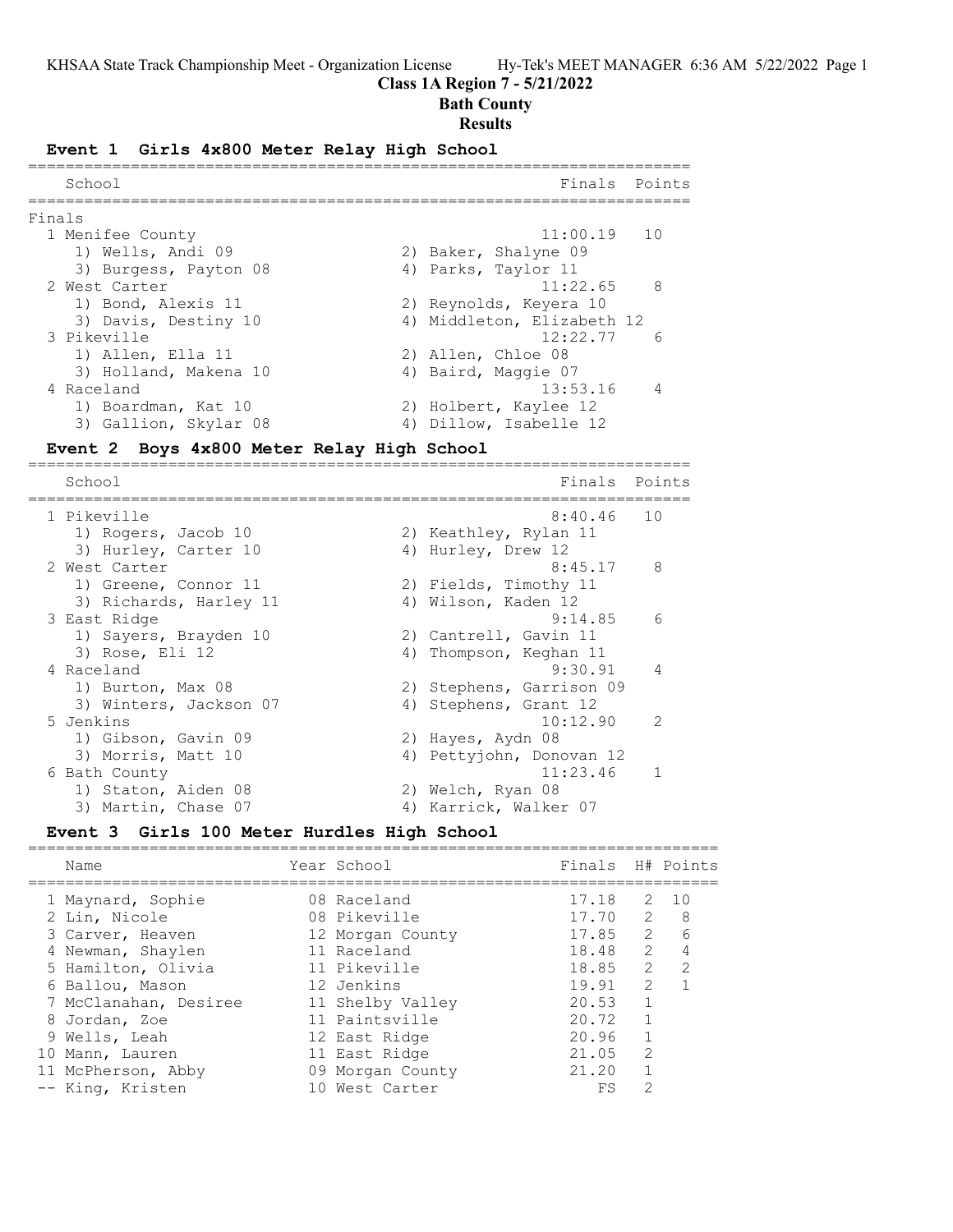# Class 1A Region 7 - 5/21/2022

## Bath County

## Results

### Event 1 Girls 4x800 Meter Relay High School

Finals

| School | Finals | Points |
|---|---|---|
| 1 Menifee County | 11:00.19 | 10 |
| 1) Wells, Andi 09; 2) Baker, Shalyne 09; 3) Burgess, Payton 08; 4) Parks, Taylor 11 | | |
| 2 West Carter | 11:22.65 | 8 |
| 1) Bond, Alexis 11; 2) Reynolds, Keyera 10; 3) Davis, Destiny 10; 4) Middleton, Elizabeth 12 | | |
| 3 Pikeville | 12:22.77 | 6 |
| 1) Allen, Ella 11; 2) Allen, Chloe 08; 3) Holland, Makena 10; 4) Baird, Maggie 07 | | |
| 4 Raceland | 13:53.16 | 4 |
| 1) Boardman, Kat 10; 2) Holbert, Kaylee 12; 3) Gallion, Skylar 08; 4) Dillow, Isabelle 12 | | |

### Event 2 Boys 4x800 Meter Relay High School

| School | Finals | Points |
|---|---|---|
| 1 Pikeville | 8:40.46 | 10 |
| 1) Rogers, Jacob 10; 2) Keathley, Rylan 11; 3) Hurley, Carter 10; 4) Hurley, Drew 12 | | |
| 2 West Carter | 8:45.17 | 8 |
| 1) Greene, Connor 11; 2) Fields, Timothy 11; 3) Richards, Harley 11; 4) Wilson, Kaden 12 | | |
| 3 East Ridge | 9:14.85 | 6 |
| 1) Sayers, Brayden 10; 2) Cantrell, Gavin 11; 3) Rose, Eli 12; 4) Thompson, Keghan 11 | | |
| 4 Raceland | 9:30.91 | 4 |
| 1) Burton, Max 08; 2) Stephens, Garrison 09; 3) Winters, Jackson 07; 4) Stephens, Grant 12 | | |
| 5 Jenkins | 10:12.90 | 2 |
| 1) Gibson, Gavin 09; 2) Hayes, Aydn 08; 3) Morris, Matt 10; 4) Pettyjohn, Donovan 12 | | |
| 6 Bath County | 11:23.46 | 1 |
| 1) Staton, Aiden 08; 2) Welch, Ryan 08; 3) Martin, Chase 07; 4) Karrick, Walker 07 | | |

### Event 3 Girls 100 Meter Hurdles High School

| Name | Year | School | Finals | H# | Points |
|---|---|---|---|---|---|
| 1 Maynard, Sophie | 08 | Raceland | 17.18 | 2 | 10 |
| 2 Lin, Nicole | 08 | Pikeville | 17.70 | 2 | 8 |
| 3 Carver, Heaven | 12 | Morgan County | 17.85 | 2 | 6 |
| 4 Newman, Shaylen | 11 | Raceland | 18.48 | 2 | 4 |
| 5 Hamilton, Olivia | 11 | Pikeville | 18.85 | 2 | 2 |
| 6 Ballou, Mason | 12 | Jenkins | 19.91 | 2 | 1 |
| 7 McClanahan, Desiree | 11 | Shelby Valley | 20.53 | 1 | |
| 8 Jordan, Zoe | 11 | Paintsville | 20.72 | 1 | |
| 9 Wells, Leah | 12 | East Ridge | 20.96 | 1 | |
| 10 Mann, Lauren | 11 | East Ridge | 21.05 | 2 | |
| 11 McPherson, Abby | 09 | Morgan County | 21.20 | 1 | |
| -- King, Kristen | 10 | West Carter | FS | 2 | |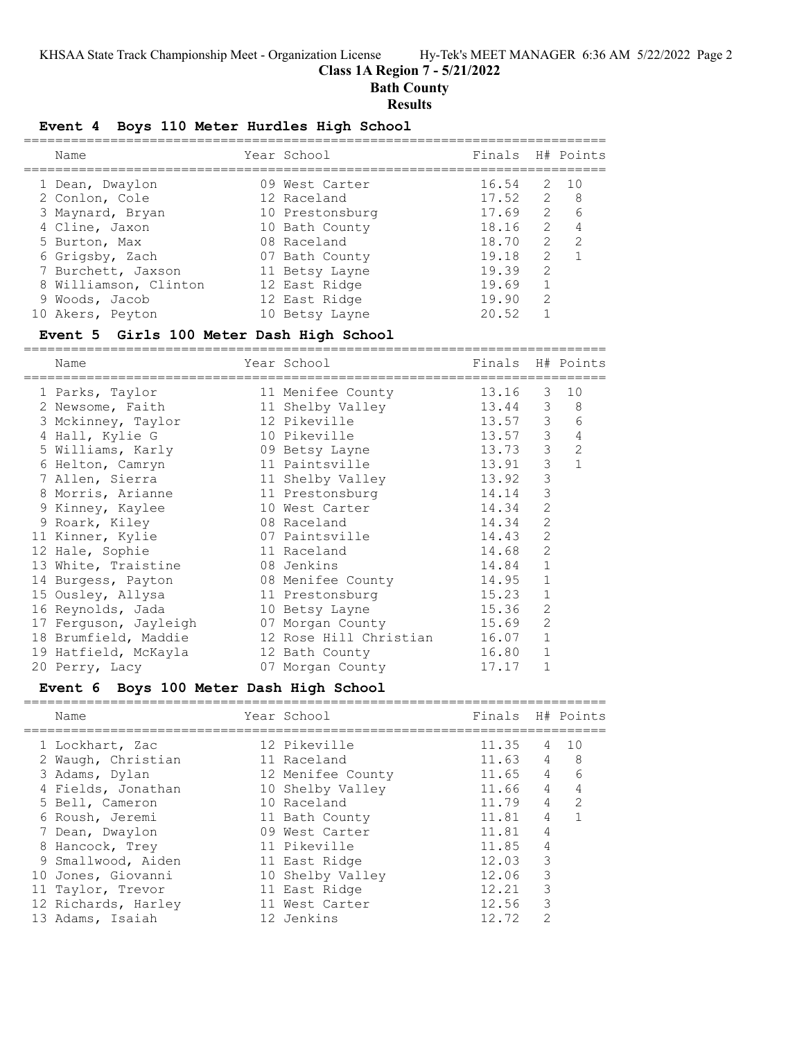# Class 1A Region 7 - 5/21/2022

## Bath County

### Results

#### Event 4 Boys 110 Meter Hurdles High School

| Name | Year | School | Finals | H# | Points |
|---|---|---|---|---|---|
| 1 Dean, Dwaylon | 09 | West Carter | 16.54 | 2 | 10 |
| 2 Conlon, Cole | 12 | Raceland | 17.52 | 2 | 8 |
| 3 Maynard, Bryan | 10 | Prestonsburg | 17.69 | 2 | 6 |
| 4 Cline, Jaxon | 10 | Bath County | 18.16 | 2 | 4 |
| 5 Burton, Max | 08 | Raceland | 18.70 | 2 | 2 |
| 6 Grigsby, Zach | 07 | Bath County | 19.18 | 2 | 1 |
| 7 Burchett, Jaxson | 11 | Betsy Layne | 19.39 | 2 | |
| 8 Williamson, Clinton | 12 | East Ridge | 19.69 | 1 | |
| 9 Woods, Jacob | 12 | East Ridge | 19.90 | 2 | |
| 10 Akers, Peyton | 10 | Betsy Layne | 20.52 | 1 | |

#### Event 5 Girls 100 Meter Dash High School

| Name | Year | School | Finals | H# | Points |
|---|---|---|---|---|---|
| 1 Parks, Taylor | 11 | Menifee County | 13.16 | 3 | 10 |
| 2 Newsome, Faith | 11 | Shelby Valley | 13.44 | 3 | 8 |
| 3 Mckinney, Taylor | 12 | Pikeville | 13.57 | 3 | 6 |
| 4 Hall, Kylie G | 10 | Pikeville | 13.57 | 3 | 4 |
| 5 Williams, Karly | 09 | Betsy Layne | 13.73 | 3 | 2 |
| 6 Helton, Camryn | 11 | Paintsville | 13.91 | 3 | 1 |
| 7 Allen, Sierra | 11 | Shelby Valley | 13.92 | 3 | |
| 8 Morris, Arianne | 11 | Prestonsburg | 14.14 | 3 | |
| 9 Kinney, Kaylee | 10 | West Carter | 14.34 | 2 | |
| 9 Roark, Kiley | 08 | Raceland | 14.34 | 2 | |
| 11 Kinner, Kylie | 07 | Paintsville | 14.43 | 2 | |
| 12 Hale, Sophie | 11 | Raceland | 14.68 | 2 | |
| 13 White, Traistine | 08 | Jenkins | 14.84 | 1 | |
| 14 Burgess, Payton | 08 | Menifee County | 14.95 | 1 | |
| 15 Ousley, Allysa | 11 | Prestonsburg | 15.23 | 1 | |
| 16 Reynolds, Jada | 10 | Betsy Layne | 15.36 | 2 | |
| 17 Ferguson, Jayleigh | 07 | Morgan County | 15.69 | 2 | |
| 18 Brumfield, Maddie | 12 | Rose Hill Christian | 16.07 | 1 | |
| 19 Hatfield, McKayla | 12 | Bath County | 16.80 | 1 | |
| 20 Perry, Lacy | 07 | Morgan County | 17.17 | 1 | |

#### Event 6 Boys 100 Meter Dash High School

| Name | Year | School | Finals | H# | Points |
|---|---|---|---|---|---|
| 1 Lockhart, Zac | 12 | Pikeville | 11.35 | 4 | 10 |
| 2 Waugh, Christian | 11 | Raceland | 11.63 | 4 | 8 |
| 3 Adams, Dylan | 12 | Menifee County | 11.65 | 4 | 6 |
| 4 Fields, Jonathan | 10 | Shelby Valley | 11.66 | 4 | 4 |
| 5 Bell, Cameron | 10 | Raceland | 11.79 | 4 | 2 |
| 6 Roush, Jeremi | 11 | Bath County | 11.81 | 4 | 1 |
| 7 Dean, Dwaylon | 09 | West Carter | 11.81 | 4 | |
| 8 Hancock, Trey | 11 | Pikeville | 11.85 | 4 | |
| 9 Smallwood, Aiden | 11 | East Ridge | 12.03 | 3 | |
| 10 Jones, Giovanni | 10 | Shelby Valley | 12.06 | 3 | |
| 11 Taylor, Trevor | 11 | East Ridge | 12.21 | 3 | |
| 12 Richards, Harley | 11 | West Carter | 12.56 | 3 | |
| 13 Adams, Isaiah | 12 | Jenkins | 12.72 | 2 | |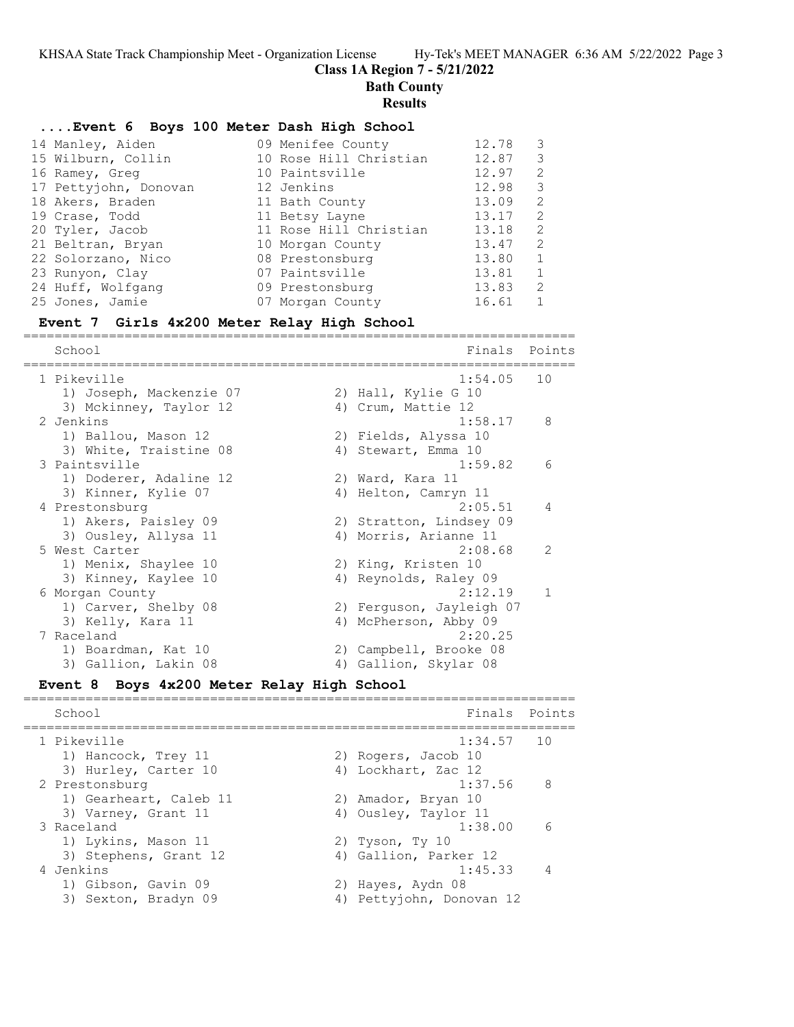Class 1A Region 7 - 5/21/2022

Bath County

Results

## ....Event 6 Boys 100 Meter Dash High School

| Place | Name | Yr | School | Finals | H# |
|---|---|---|---|---|---|
| 14 | Manley, Aiden | 09 | Menifee County | 12.78 | 3 |
| 15 | Wilburn, Collin | 10 | Rose Hill Christian | 12.87 | 3 |
| 16 | Ramey, Greg | 10 | Paintsville | 12.97 | 2 |
| 17 | Pettyjohn, Donovan | 12 | Jenkins | 12.98 | 3 |
| 18 | Akers, Braden | 11 | Bath County | 13.09 | 2 |
| 19 | Crase, Todd | 11 | Betsy Layne | 13.17 | 2 |
| 20 | Tyler, Jacob | 11 | Rose Hill Christian | 13.18 | 2 |
| 21 | Beltran, Bryan | 10 | Morgan County | 13.47 | 2 |
| 22 | Solorzano, Nico | 08 | Prestonsburg | 13.80 | 1 |
| 23 | Runyon, Clay | 07 | Paintsville | 13.81 | 1 |
| 24 | Huff, Wolfgang | 09 | Prestonsburg | 13.83 | 2 |
| 25 | Jones, Jamie | 07 | Morgan County | 16.61 | 1 |

## Event 7 Girls 4x200 Meter Relay High School

| Place | School | Finals | Points |
|---|---|---|---|
| 1 | Pikeville | 1:54.05 | 10 |
| | 1) Joseph, Mackenzie 07; 2) Hall, Kylie G 10; 3) Mckinney, Taylor 12; 4) Crum, Mattie 12 | | |
| 2 | Jenkins | 1:58.17 | 8 |
| | 1) Ballou, Mason 12; 2) Fields, Alyssa 10; 3) White, Traistine 08; 4) Stewart, Emma 10 | | |
| 3 | Paintsville | 1:59.82 | 6 |
| | 1) Doderer, Adaline 12; 2) Ward, Kara 11; 3) Kinner, Kylie 07; 4) Helton, Camryn 11 | | |
| 4 | Prestonsburg | 2:05.51 | 4 |
| | 1) Akers, Paisley 09; 2) Stratton, Lindsey 09; 3) Ousley, Allysa 11; 4) Morris, Arianne 11 | | |
| 5 | West Carter | 2:08.68 | 2 |
| | 1) Menix, Shaylee 10; 2) King, Kristen 10; 3) Kinney, Kaylee 10; 4) Reynolds, Raley 09 | | |
| 6 | Morgan County | 2:12.19 | 1 |
| | 1) Carver, Shelby 08; 2) Ferguson, Jayleigh 07; 3) Kelly, Kara 11; 4) McPherson, Abby 09 | | |
| 7 | Raceland | 2:20.25 | |
| | 1) Boardman, Kat 10; 2) Campbell, Brooke 08; 3) Gallion, Lakin 08; 4) Gallion, Skylar 08 | | |

## Event 8 Boys 4x200 Meter Relay High School

| Place | School | Finals | Points |
|---|---|---|---|
| 1 | Pikeville | 1:34.57 | 10 |
| | 1) Hancock, Trey 11; 2) Rogers, Jacob 10; 3) Hurley, Carter 10; 4) Lockhart, Zac 12 | | |
| 2 | Prestonsburg | 1:37.56 | 8 |
| | 1) Gearheart, Caleb 11; 2) Amador, Bryan 10; 3) Varney, Grant 11; 4) Ousley, Taylor 11 | | |
| 3 | Raceland | 1:38.00 | 6 |
| | 1) Lykins, Mason 11; 2) Tyson, Ty 10; 3) Stephens, Grant 12; 4) Gallion, Parker 12 | | |
| 4 | Jenkins | 1:45.33 | 4 |
| | 1) Gibson, Gavin 09; 2) Hayes, Aydn 08; 3) Sexton, Bradyn 09; 4) Pettyjohn, Donovan 12 | | |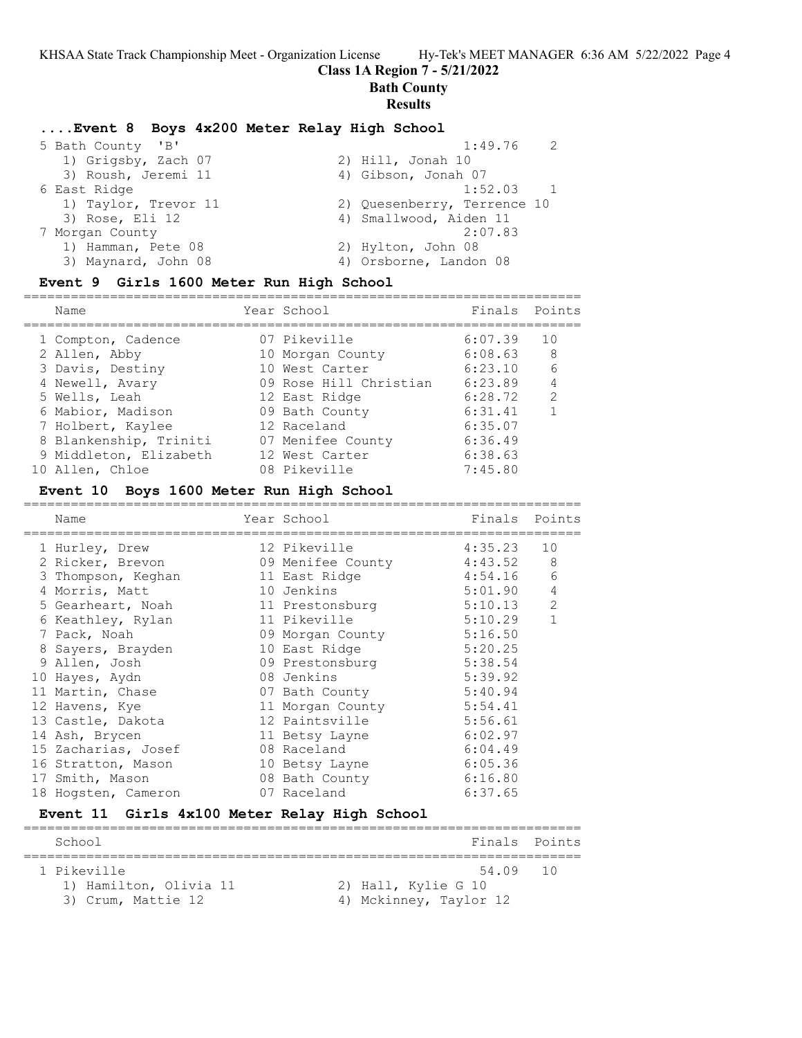## Class 1A Region 7 - 5/21/2022
## Bath County
## Results

### ....Event 8 Boys 4x200 Meter Relay High School

| Place | School | Finals | Points |
|---|---|---|---|
| 5 | Bath County 'B' | 1:49.76 | 2 |
| | 1) Grigsby, Zach 07; 2) Hill, Jonah 10; 3) Roush, Jeremi 11; 4) Gibson, Jonah 07 | | |
| 6 | East Ridge | 1:52.03 | 1 |
| | 1) Taylor, Trevor 11; 2) Quesenberry, Terrence 10; 3) Rose, Eli 12; 4) Smallwood, Aiden 11 | | |
| 7 | Morgan County | 2:07.83 | |
| | 1) Hamman, Pete 08; 2) Hylton, John 08; 3) Maynard, John 08; 4) Orsborne, Landon 08 | | |

### Event 9 Girls 1600 Meter Run High School

| Place | Name | Year | School | Finals | Points |
|---|---|---|---|---|---|
| 1 | Compton, Cadence | 07 | Pikeville | 6:07.39 | 10 |
| 2 | Allen, Abby | 10 | Morgan County | 6:08.63 | 8 |
| 3 | Davis, Destiny | 10 | West Carter | 6:23.10 | 6 |
| 4 | Newell, Avary | 09 | Rose Hill Christian | 6:23.89 | 4 |
| 5 | Wells, Leah | 12 | East Ridge | 6:28.72 | 2 |
| 6 | Mabior, Madison | 09 | Bath County | 6:31.41 | 1 |
| 7 | Holbert, Kaylee | 12 | Raceland | 6:35.07 | |
| 8 | Blankenship, Triniti | 07 | Menifee County | 6:36.49 | |
| 9 | Middleton, Elizabeth | 12 | West Carter | 6:38.63 | |
| 10 | Allen, Chloe | 08 | Pikeville | 7:45.80 | |

### Event 10 Boys 1600 Meter Run High School

| Place | Name | Year | School | Finals | Points |
|---|---|---|---|---|---|
| 1 | Hurley, Drew | 12 | Pikeville | 4:35.23 | 10 |
| 2 | Ricker, Brevon | 09 | Menifee County | 4:43.52 | 8 |
| 3 | Thompson, Keghan | 11 | East Ridge | 4:54.16 | 6 |
| 4 | Morris, Matt | 10 | Jenkins | 5:01.90 | 4 |
| 5 | Gearheart, Noah | 11 | Prestonsburg | 5:10.13 | 2 |
| 6 | Keathley, Rylan | 11 | Pikeville | 5:10.29 | 1 |
| 7 | Pack, Noah | 09 | Morgan County | 5:16.50 | |
| 8 | Sayers, Brayden | 10 | East Ridge | 5:20.25 | |
| 9 | Allen, Josh | 09 | Prestonsburg | 5:38.54 | |
| 10 | Hayes, Aydn | 08 | Jenkins | 5:39.92 | |
| 11 | Martin, Chase | 07 | Bath County | 5:40.94 | |
| 12 | Havens, Kye | 11 | Morgan County | 5:54.41 | |
| 13 | Castle, Dakota | 12 | Paintsville | 5:56.61 | |
| 14 | Ash, Brycen | 11 | Betsy Layne | 6:02.97 | |
| 15 | Zacharias, Josef | 08 | Raceland | 6:04.49 | |
| 16 | Stratton, Mason | 10 | Betsy Layne | 6:05.36 | |
| 17 | Smith, Mason | 08 | Bath County | 6:16.80 | |
| 18 | Hogsten, Cameron | 07 | Raceland | 6:37.65 | |

### Event 11 Girls 4x100 Meter Relay High School

| Place | School | Finals | Points |
|---|---|---|---|
| 1 | Pikeville | 54.09 | 10 |
| | 1) Hamilton, Olivia 11; 2) Hall, Kylie G 10; 3) Crum, Mattie 12; 4) Mckinney, Taylor 12 | | |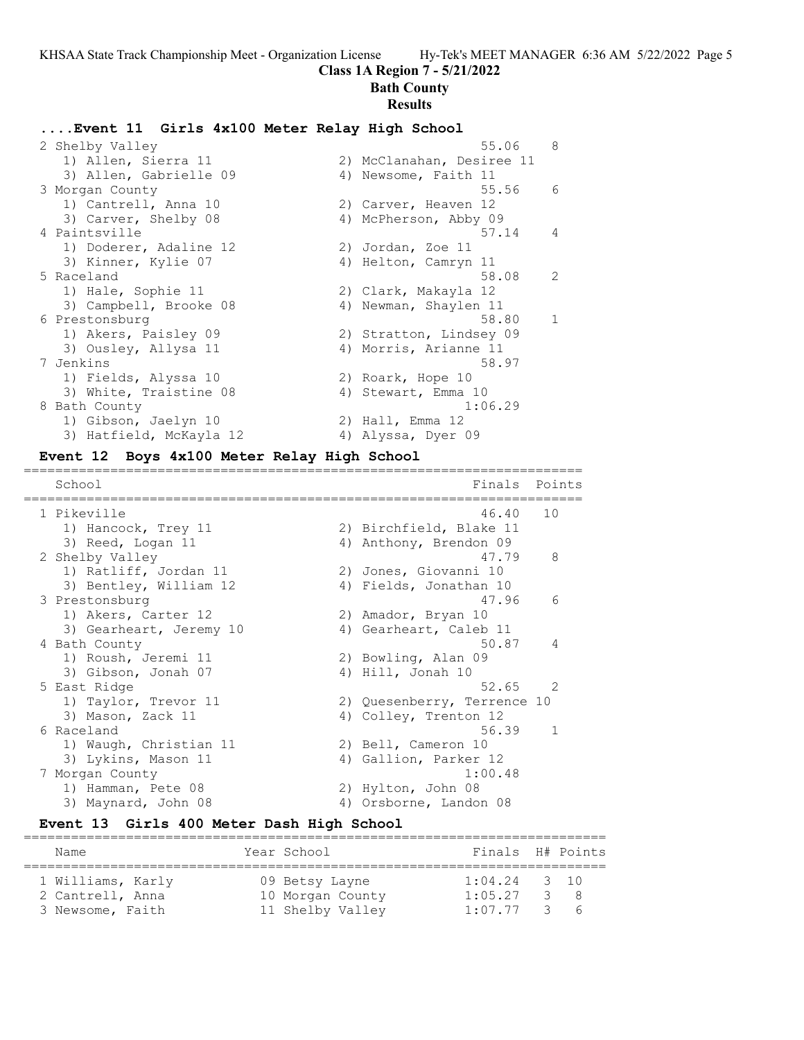## Class 1A Region 7 - 5/21/2022

## Bath County

## Results

### ....Event 11 Girls 4x100 Meter Relay High School

| School | Finals | Points |
|---|---|---|
| 2 Shelby Valley | 55.06 | 8 |
| 1) Allen, Sierra 11; 2) McClanahan, Desiree 11; 3) Allen, Gabrielle 09; 4) Newsome, Faith 11 | | |
| 3 Morgan County | 55.56 | 6 |
| 1) Cantrell, Anna 10; 2) Carver, Heaven 12; 3) Carver, Shelby 08; 4) McPherson, Abby 09 | | |
| 4 Paintsville | 57.14 | 4 |
| 1) Doderer, Adaline 12; 2) Jordan, Zoe 11; 3) Kinner, Kylie 07; 4) Helton, Camryn 11 | | |
| 5 Raceland | 58.08 | 2 |
| 1) Hale, Sophie 11; 2) Clark, Makayla 12; 3) Campbell, Brooke 08; 4) Newman, Shaylen 11 | | |
| 6 Prestonsburg | 58.80 | 1 |
| 1) Akers, Paisley 09; 2) Stratton, Lindsey 09; 3) Ousley, Allysa 11; 4) Morris, Arianne 11 | | |
| 7 Jenkins | 58.97 | |
| 1) Fields, Alyssa 10; 2) Roark, Hope 10; 3) White, Traistine 08; 4) Stewart, Emma 10 | | |
| 8 Bath County | 1:06.29 | |
| 1) Gibson, Jaelyn 10; 2) Hall, Emma 12; 3) Hatfield, McKayla 12; 4) Alyssa, Dyer 09 | | |

### Event 12 Boys 4x100 Meter Relay High School

| School | Finals | Points |
|---|---|---|
| 1 Pikeville | 46.40 | 10 |
| 1) Hancock, Trey 11; 2) Birchfield, Blake 11; 3) Reed, Logan 11; 4) Anthony, Brendon 09 | | |
| 2 Shelby Valley | 47.79 | 8 |
| 1) Ratliff, Jordan 11; 2) Jones, Giovanni 10; 3) Bentley, William 12; 4) Fields, Jonathan 10 | | |
| 3 Prestonsburg | 47.96 | 6 |
| 1) Akers, Carter 12; 2) Amador, Bryan 10; 3) Gearheart, Jeremy 10; 4) Gearheart, Caleb 11 | | |
| 4 Bath County | 50.87 | 4 |
| 1) Roush, Jeremi 11; 2) Bowling, Alan 09; 3) Gibson, Jonah 07; 4) Hill, Jonah 10 | | |
| 5 East Ridge | 52.65 | 2 |
| 1) Taylor, Trevor 11; 2) Quesenberry, Terrence 10; 3) Mason, Zack 11; 4) Colley, Trenton 12 | | |
| 6 Raceland | 56.39 | 1 |
| 1) Waugh, Christian 11; 2) Bell, Cameron 10; 3) Lykins, Mason 11; 4) Gallion, Parker 12 | | |
| 7 Morgan County | 1:00.48 | |
| 1) Hamman, Pete 08; 2) Hylton, John 08; 3) Maynard, John 08; 4) Orsborne, Landon 08 | | |

### Event 13 Girls 400 Meter Dash High School

| Name | Year | School | Finals | H# | Points |
|---|---|---|---|---|---|
| 1 Williams, Karly | 09 | Betsy Layne | 1:04.24 | 3 | 10 |
| 2 Cantrell, Anna | 10 | Morgan County | 1:05.27 | 3 | 8 |
| 3 Newsome, Faith | 11 | Shelby Valley | 1:07.77 | 3 | 6 |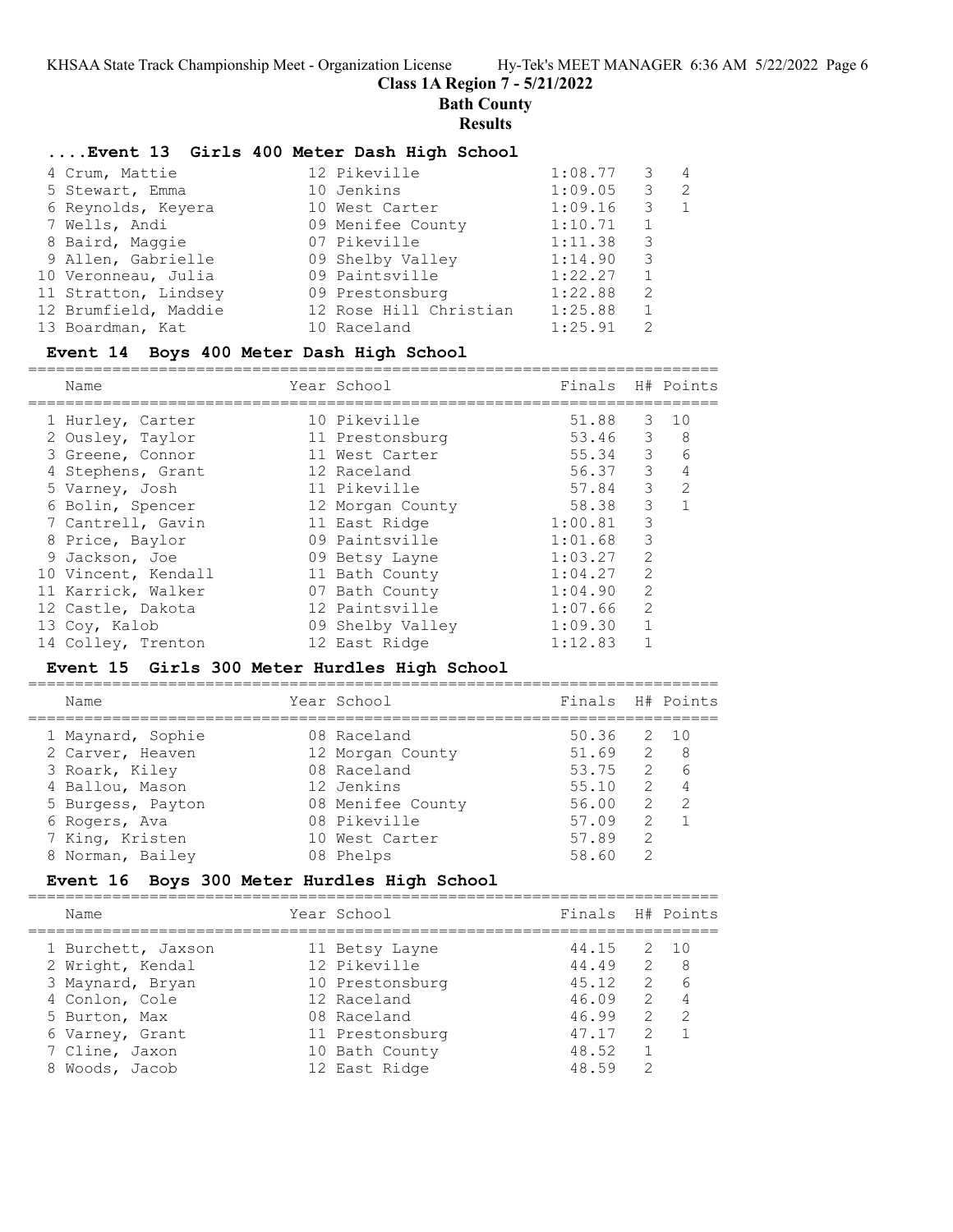**Class 1A Region 7 - 5/21/2022**

**Bath County**

**Results**

### ....Event 13 Girls 400 Meter Dash High School

| Name | Year School | Finals | H# | Points |
|---|---|---|---|---|
| 4 Crum, Mattie | 12 Pikeville | 1:08.77 | 3 | 4 |
| 5 Stewart, Emma | 10 Jenkins | 1:09.05 | 3 | 2 |
| 6 Reynolds, Keyera | 10 West Carter | 1:09.16 | 3 | 1 |
| 7 Wells, Andi | 09 Menifee County | 1:10.71 | 1 | |
| 8 Baird, Maggie | 07 Pikeville | 1:11.38 | 3 | |
| 9 Allen, Gabrielle | 09 Shelby Valley | 1:14.90 | 3 | |
| 10 Veronneau, Julia | 09 Paintsville | 1:22.27 | 1 | |
| 11 Stratton, Lindsey | 09 Prestonsburg | 1:22.88 | 2 | |
| 12 Brumfield, Maddie | 12 Rose Hill Christian | 1:25.88 | 1 | |
| 13 Boardman, Kat | 10 Raceland | 1:25.91 | 2 | |

### Event 14 Boys 400 Meter Dash High School

| Name | Year School | Finals | H# | Points |
|---|---|---|---|---|
| 1 Hurley, Carter | 10 Pikeville | 51.88 | 3 | 10 |
| 2 Ousley, Taylor | 11 Prestonsburg | 53.46 | 3 | 8 |
| 3 Greene, Connor | 11 West Carter | 55.34 | 3 | 6 |
| 4 Stephens, Grant | 12 Raceland | 56.37 | 3 | 4 |
| 5 Varney, Josh | 11 Pikeville | 57.84 | 3 | 2 |
| 6 Bolin, Spencer | 12 Morgan County | 58.38 | 3 | 1 |
| 7 Cantrell, Gavin | 11 East Ridge | 1:00.81 | 3 | |
| 8 Price, Baylor | 09 Paintsville | 1:01.68 | 3 | |
| 9 Jackson, Joe | 09 Betsy Layne | 1:03.27 | 2 | |
| 10 Vincent, Kendall | 11 Bath County | 1:04.27 | 2 | |
| 11 Karrick, Walker | 07 Bath County | 1:04.90 | 2 | |
| 12 Castle, Dakota | 12 Paintsville | 1:07.66 | 2 | |
| 13 Coy, Kalob | 09 Shelby Valley | 1:09.30 | 1 | |
| 14 Colley, Trenton | 12 East Ridge | 1:12.83 | 1 | |

### Event 15 Girls 300 Meter Hurdles High School

| Name | Year School | Finals | H# | Points |
|---|---|---|---|---|
| 1 Maynard, Sophie | 08 Raceland | 50.36 | 2 | 10 |
| 2 Carver, Heaven | 12 Morgan County | 51.69 | 2 | 8 |
| 3 Roark, Kiley | 08 Raceland | 53.75 | 2 | 6 |
| 4 Ballou, Mason | 12 Jenkins | 55.10 | 2 | 4 |
| 5 Burgess, Payton | 08 Menifee County | 56.00 | 2 | 2 |
| 6 Rogers, Ava | 08 Pikeville | 57.09 | 2 | 1 |
| 7 King, Kristen | 10 West Carter | 57.89 | 2 | |
| 8 Norman, Bailey | 08 Phelps | 58.60 | 2 | |

### Event 16 Boys 300 Meter Hurdles High School

| Name | Year School | Finals | H# | Points |
|---|---|---|---|---|
| 1 Burchett, Jaxson | 11 Betsy Layne | 44.15 | 2 | 10 |
| 2 Wright, Kendal | 12 Pikeville | 44.49 | 2 | 8 |
| 3 Maynard, Bryan | 10 Prestonsburg | 45.12 | 2 | 6 |
| 4 Conlon, Cole | 12 Raceland | 46.09 | 2 | 4 |
| 5 Burton, Max | 08 Raceland | 46.99 | 2 | 2 |
| 6 Varney, Grant | 11 Prestonsburg | 47.17 | 2 | 1 |
| 7 Cline, Jaxon | 10 Bath County | 48.52 | 1 | |
| 8 Woods, Jacob | 12 East Ridge | 48.59 | 2 | |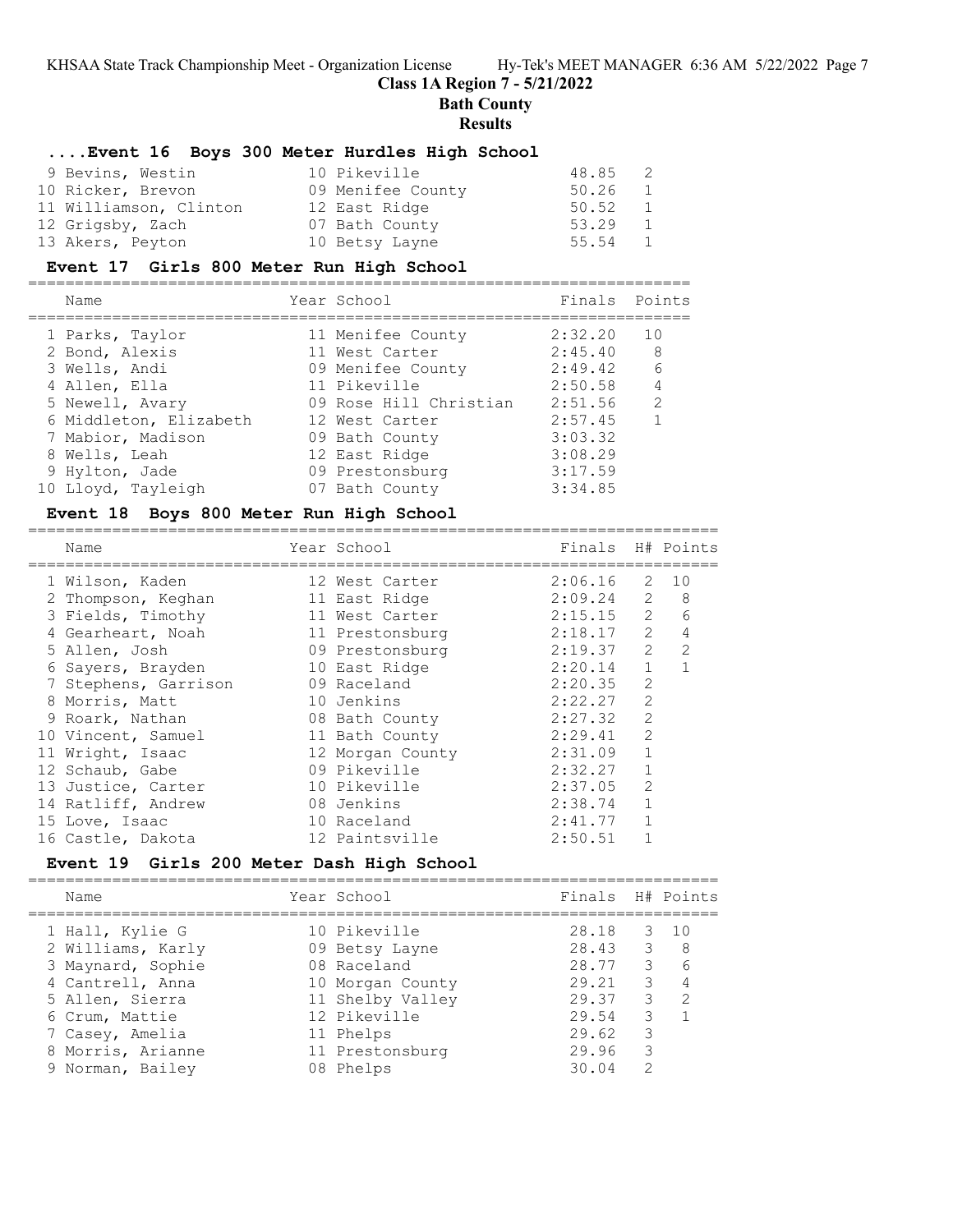**Class 1A Region 7 - 5/21/2022**
**Bath County**
**Results**

### ....Event 16 Boys 300 Meter Hurdles High School

| Place | Name | Year | School | Finals | H# |
|---|---|---|---|---|---|
| 9 | Bevins, Westin | 10 | Pikeville | 48.85 | 2 |
| 10 | Ricker, Brevon | 09 | Menifee County | 50.26 | 1 |
| 11 | Williamson, Clinton | 12 | East Ridge | 50.52 | 1 |
| 12 | Grigsby, Zach | 07 | Bath County | 53.29 | 1 |
| 13 | Akers, Peyton | 10 | Betsy Layne | 55.54 | 1 |

### Event 17 Girls 800 Meter Run High School

| Place | Name | Year | School | Finals | Points |
|---|---|---|---|---|---|
| 1 | Parks, Taylor | 11 | Menifee County | 2:32.20 | 10 |
| 2 | Bond, Alexis | 11 | West Carter | 2:45.40 | 8 |
| 3 | Wells, Andi | 09 | Menifee County | 2:49.42 | 6 |
| 4 | Allen, Ella | 11 | Pikeville | 2:50.58 | 4 |
| 5 | Newell, Avary | 09 | Rose Hill Christian | 2:51.56 | 2 |
| 6 | Middleton, Elizabeth | 12 | West Carter | 2:57.45 | 1 |
| 7 | Mabior, Madison | 09 | Bath County | 3:03.32 | |
| 8 | Wells, Leah | 12 | East Ridge | 3:08.29 | |
| 9 | Hylton, Jade | 09 | Prestonsburg | 3:17.59 | |
| 10 | Lloyd, Tayleigh | 07 | Bath County | 3:34.85 | |

### Event 18 Boys 800 Meter Run High School

| Place | Name | Year | School | Finals | H# | Points |
|---|---|---|---|---|---|---|
| 1 | Wilson, Kaden | 12 | West Carter | 2:06.16 | 2 | 10 |
| 2 | Thompson, Keghan | 11 | East Ridge | 2:09.24 | 2 | 8 |
| 3 | Fields, Timothy | 11 | West Carter | 2:15.15 | 2 | 6 |
| 4 | Gearheart, Noah | 11 | Prestonsburg | 2:18.17 | 2 | 4 |
| 5 | Allen, Josh | 09 | Prestonsburg | 2:19.37 | 2 | 2 |
| 6 | Sayers, Brayden | 10 | East Ridge | 2:20.14 | 1 | 1 |
| 7 | Stephens, Garrison | 09 | Raceland | 2:20.35 | 2 | |
| 8 | Morris, Matt | 10 | Jenkins | 2:22.27 | 2 | |
| 9 | Roark, Nathan | 08 | Bath County | 2:27.32 | 2 | |
| 10 | Vincent, Samuel | 11 | Bath County | 2:29.41 | 2 | |
| 11 | Wright, Isaac | 12 | Morgan County | 2:31.09 | 1 | |
| 12 | Schaub, Gabe | 09 | Pikeville | 2:32.27 | 1 | |
| 13 | Justice, Carter | 10 | Pikeville | 2:37.05 | 2 | |
| 14 | Ratliff, Andrew | 08 | Jenkins | 2:38.74 | 1 | |
| 15 | Love, Isaac | 10 | Raceland | 2:41.77 | 1 | |
| 16 | Castle, Dakota | 12 | Paintsville | 2:50.51 | 1 | |

### Event 19 Girls 200 Meter Dash High School

| Place | Name | Year | School | Finals | H# | Points |
|---|---|---|---|---|---|---|
| 1 | Hall, Kylie G | 10 | Pikeville | 28.18 | 3 | 10 |
| 2 | Williams, Karly | 09 | Betsy Layne | 28.43 | 3 | 8 |
| 3 | Maynard, Sophie | 08 | Raceland | 28.77 | 3 | 6 |
| 4 | Cantrell, Anna | 10 | Morgan County | 29.21 | 3 | 4 |
| 5 | Allen, Sierra | 11 | Shelby Valley | 29.37 | 3 | 2 |
| 6 | Crum, Mattie | 12 | Pikeville | 29.54 | 3 | 1 |
| 7 | Casey, Amelia | 11 | Phelps | 29.62 | 3 | |
| 8 | Morris, Arianne | 11 | Prestonsburg | 29.96 | 3 | |
| 9 | Norman, Bailey | 08 | Phelps | 30.04 | 2 | |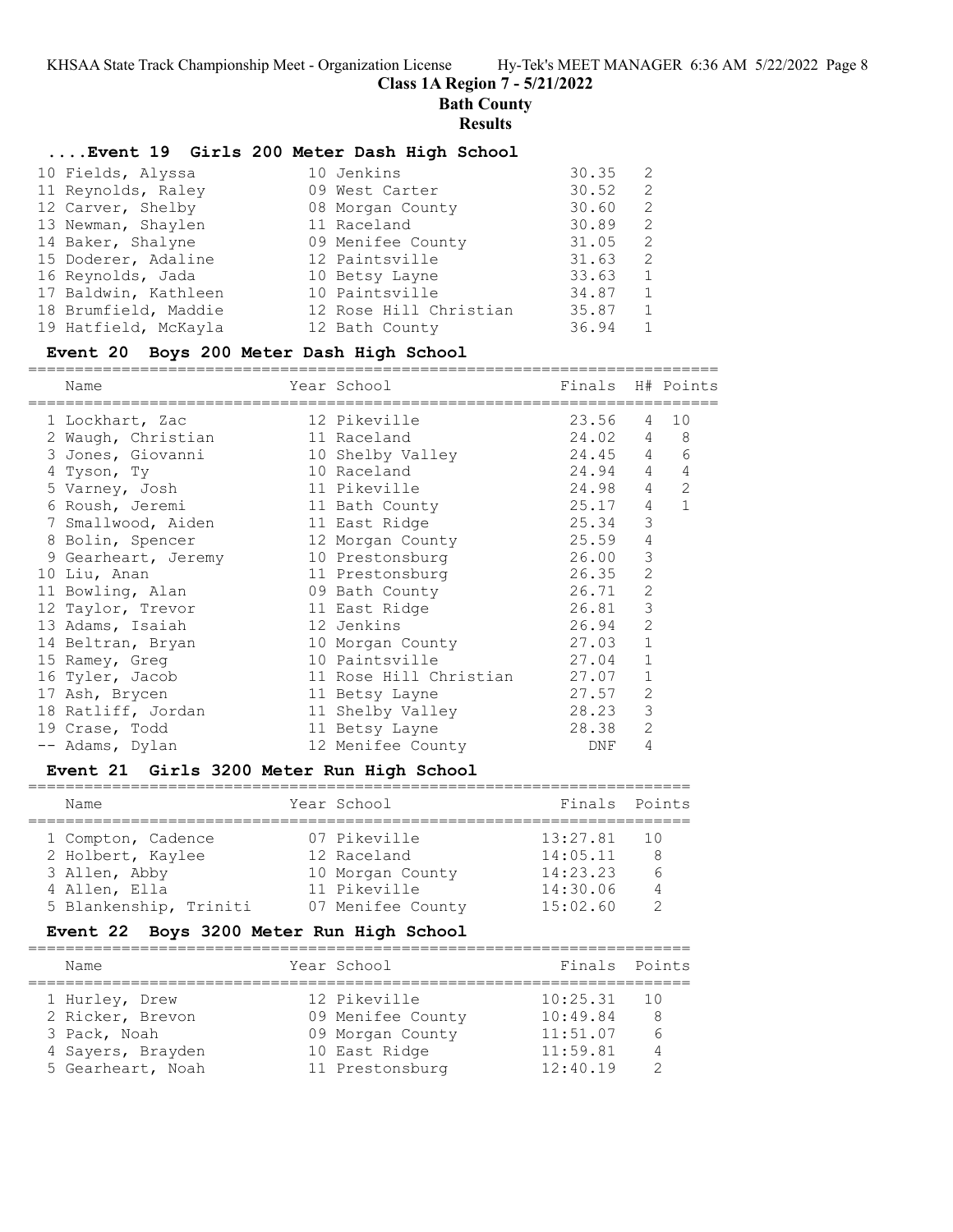**Class 1A Region 7 - 5/21/2022**

**Bath County**

**Results**

### ....Event 19 Girls 200 Meter Dash High School

| Name | Year | School | Finals | H# |
|---|---|---|---|---|
| 10 Fields, Alyssa | 10 | Jenkins | 30.35 | 2 |
| 11 Reynolds, Raley | 09 | West Carter | 30.52 | 2 |
| 12 Carver, Shelby | 08 | Morgan County | 30.60 | 2 |
| 13 Newman, Shaylen | 11 | Raceland | 30.89 | 2 |
| 14 Baker, Shalyne | 09 | Menifee County | 31.05 | 2 |
| 15 Doderer, Adaline | 12 | Paintsville | 31.63 | 2 |
| 16 Reynolds, Jada | 10 | Betsy Layne | 33.63 | 1 |
| 17 Baldwin, Kathleen | 10 | Paintsville | 34.87 | 1 |
| 18 Brumfield, Maddie | 12 | Rose Hill Christian | 35.87 | 1 |
| 19 Hatfield, McKayla | 12 | Bath County | 36.94 | 1 |

### Event 20 Boys 200 Meter Dash High School

| Name | Year | School | Finals | H# | Points |
|---|---|---|---|---|---|
| 1 Lockhart, Zac | 12 | Pikeville | 23.56 | 4 | 10 |
| 2 Waugh, Christian | 11 | Raceland | 24.02 | 4 | 8 |
| 3 Jones, Giovanni | 10 | Shelby Valley | 24.45 | 4 | 6 |
| 4 Tyson, Ty | 10 | Raceland | 24.94 | 4 | 4 |
| 5 Varney, Josh | 11 | Pikeville | 24.98 | 4 | 2 |
| 6 Roush, Jeremi | 11 | Bath County | 25.17 | 4 | 1 |
| 7 Smallwood, Aiden | 11 | East Ridge | 25.34 | 3 | |
| 8 Bolin, Spencer | 12 | Morgan County | 25.59 | 4 | |
| 9 Gearheart, Jeremy | 10 | Prestonsburg | 26.00 | 3 | |
| 10 Liu, Anan | 11 | Prestonsburg | 26.35 | 2 | |
| 11 Bowling, Alan | 09 | Bath County | 26.71 | 2 | |
| 12 Taylor, Trevor | 11 | East Ridge | 26.81 | 3 | |
| 13 Adams, Isaiah | 12 | Jenkins | 26.94 | 2 | |
| 14 Beltran, Bryan | 10 | Morgan County | 27.03 | 1 | |
| 15 Ramey, Greg | 10 | Paintsville | 27.04 | 1 | |
| 16 Tyler, Jacob | 11 | Rose Hill Christian | 27.07 | 1 | |
| 17 Ash, Brycen | 11 | Betsy Layne | 27.57 | 2 | |
| 18 Ratliff, Jordan | 11 | Shelby Valley | 28.23 | 3 | |
| 19 Crase, Todd | 11 | Betsy Layne | 28.38 | 2 | |
| -- Adams, Dylan | 12 | Menifee County | DNF | 4 | |

### Event 21 Girls 3200 Meter Run High School

| Name | Year | School | Finals | Points |
|---|---|---|---|---|
| 1 Compton, Cadence | 07 | Pikeville | 13:27.81 | 10 |
| 2 Holbert, Kaylee | 12 | Raceland | 14:05.11 | 8 |
| 3 Allen, Abby | 10 | Morgan County | 14:23.23 | 6 |
| 4 Allen, Ella | 11 | Pikeville | 14:30.06 | 4 |
| 5 Blankenship, Triniti | 07 | Menifee County | 15:02.60 | 2 |

### Event 22 Boys 3200 Meter Run High School

| Name | Year | School | Finals | Points |
|---|---|---|---|---|
| 1 Hurley, Drew | 12 | Pikeville | 10:25.31 | 10 |
| 2 Ricker, Brevon | 09 | Menifee County | 10:49.84 | 8 |
| 3 Pack, Noah | 09 | Morgan County | 11:51.07 | 6 |
| 4 Sayers, Brayden | 10 | East Ridge | 11:59.81 | 4 |
| 5 Gearheart, Noah | 11 | Prestonsburg | 12:40.19 | 2 |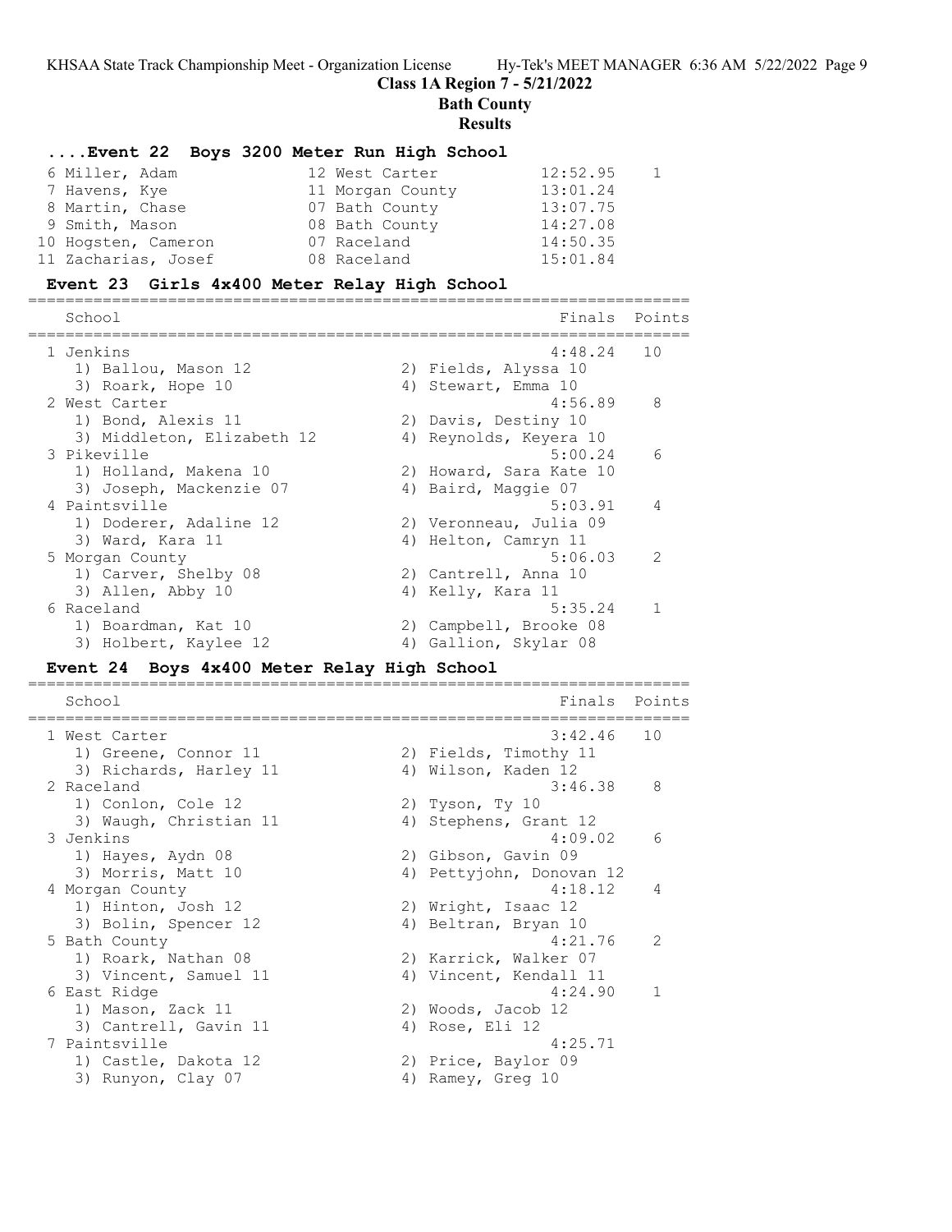**Class 1A Region 7 - 5/21/2022**

**Bath County**

**Results**

### ....Event 22 Boys 3200 Meter Run High School

| | Name | Yr | School | Finals | Points |
|---|---|---|---|---|---|
| 6 | Miller, Adam | 12 | West Carter | 12:52.95 | 1 |
| 7 | Havens, Kye | 11 | Morgan County | 13:01.24 | |
| 8 | Martin, Chase | 07 | Bath County | 13:07.75 | |
| 9 | Smith, Mason | 08 | Bath County | 14:27.08 | |
| 10 | Hogsten, Cameron | 07 | Raceland | 14:50.35 | |
| 11 | Zacharias, Josef | 08 | Raceland | 15:01.84 | |

### Event 23 Girls 4x400 Meter Relay High School

| | School | Finals | Points |
|---|---|---|---|
| 1 | Jenkins | 4:48.24 | 10 |
| | 1) Ballou, Mason 12; 2) Fields, Alyssa 10; 3) Roark, Hope 10; 4) Stewart, Emma 10 | | |
| 2 | West Carter | 4:56.89 | 8 |
| | 1) Bond, Alexis 11; 2) Davis, Destiny 10; 3) Middleton, Elizabeth 12; 4) Reynolds, Keyera 10 | | |
| 3 | Pikeville | 5:00.24 | 6 |
| | 1) Holland, Makena 10; 2) Howard, Sara Kate 10; 3) Joseph, Mackenzie 07; 4) Baird, Maggie 07 | | |
| 4 | Paintsville | 5:03.91 | 4 |
| | 1) Doderer, Adaline 12; 2) Veronneau, Julia 09; 3) Ward, Kara 11; 4) Helton, Camryn 11 | | |
| 5 | Morgan County | 5:06.03 | 2 |
| | 1) Carver, Shelby 08; 2) Cantrell, Anna 10; 3) Allen, Abby 10; 4) Kelly, Kara 11 | | |
| 6 | Raceland | 5:35.24 | 1 |
| | 1) Boardman, Kat 10; 2) Campbell, Brooke 08; 3) Holbert, Kaylee 12; 4) Gallion, Skylar 08 | | |

### Event 24 Boys 4x400 Meter Relay High School

| | School | Finals | Points |
|---|---|---|---|
| 1 | West Carter | 3:42.46 | 10 |
| | 1) Greene, Connor 11; 2) Fields, Timothy 11; 3) Richards, Harley 11; 4) Wilson, Kaden 12 | | |
| 2 | Raceland | 3:46.38 | 8 |
| | 1) Conlon, Cole 12; 2) Tyson, Ty 10; 3) Waugh, Christian 11; 4) Stephens, Grant 12 | | |
| 3 | Jenkins | 4:09.02 | 6 |
| | 1) Hayes, Aydn 08; 2) Gibson, Gavin 09; 3) Morris, Matt 10; 4) Pettyjohn, Donovan 12 | | |
| 4 | Morgan County | 4:18.12 | 4 |
| | 1) Hinton, Josh 12; 2) Wright, Isaac 12; 3) Bolin, Spencer 12; 4) Beltran, Bryan 10 | | |
| 5 | Bath County | 4:21.76 | 2 |
| | 1) Roark, Nathan 08; 2) Karrick, Walker 07; 3) Vincent, Samuel 11; 4) Vincent, Kendall 11 | | |
| 6 | East Ridge | 4:24.90 | 1 |
| | 1) Mason, Zack 11; 2) Woods, Jacob 12; 3) Cantrell, Gavin 11; 4) Rose, Eli 12 | | |
| 7 | Paintsville | 4:25.71 | |
| | 1) Castle, Dakota 12; 2) Price, Baylor 09; 3) Runyon, Clay 07; 4) Ramey, Greg 10 | | |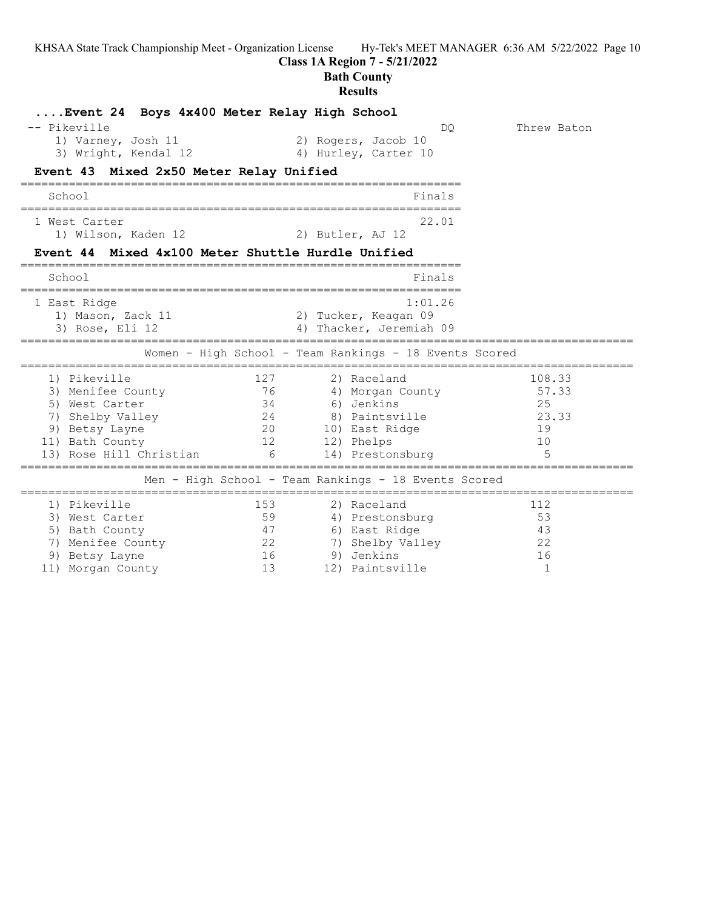## ....Event 24 Boys 4x400 Meter Relay High School

| | | | |
|---|---|---|---|
| -- Pikeville | | DQ | Threw Baton |
| 1) Varney, Josh 11 | 2) Rogers, Jacob 10 | | |
| 3) Wright, Kendal 12 | 4) Hurley, Carter 10 | | |

## Event 43 Mixed 2x50 Meter Relay Unified

| School | | Finals |
|---|---|---|
| 1 West Carter | | 22.01 |
| 1) Wilson, Kaden 12 | 2) Butler, AJ 12 | |

## Event 44 Mixed 4x100 Meter Shuttle Hurdle Unified

| School | | Finals |
|---|---|---|
| 1 East Ridge | | 1:01.26 |
| 1) Mason, Zack 11 | 2) Tucker, Keagan 09 | |
| 3) Rose, Eli 12 | 4) Thacker, Jeremiah 09 | |

## Women - High School - Team Rankings - 18 Events Scored

| | | | |
|---|---|---|---|
| 1) Pikeville | 127 | 2) Raceland | 108.33 |
| 3) Menifee County | 76 | 4) Morgan County | 57.33 |
| 5) West Carter | 34 | 6) Jenkins | 25 |
| 7) Shelby Valley | 24 | 8) Paintsville | 23.33 |
| 9) Betsy Layne | 20 | 10) East Ridge | 19 |
| 11) Bath County | 12 | 12) Phelps | 10 |
| 13) Rose Hill Christian | 6 | 14) Prestonsburg | 5 |

## Men - High School - Team Rankings - 18 Events Scored

| | | | |
|---|---|---|---|
| 1) Pikeville | 153 | 2) Raceland | 112 |
| 3) West Carter | 59 | 4) Prestonsburg | 53 |
| 5) Bath County | 47 | 6) East Ridge | 43 |
| 7) Menifee County | 22 | 7) Shelby Valley | 22 |
| 9) Betsy Layne | 16 | 9) Jenkins | 16 |
| 11) Morgan County | 13 | 12) Paintsville | 1 |